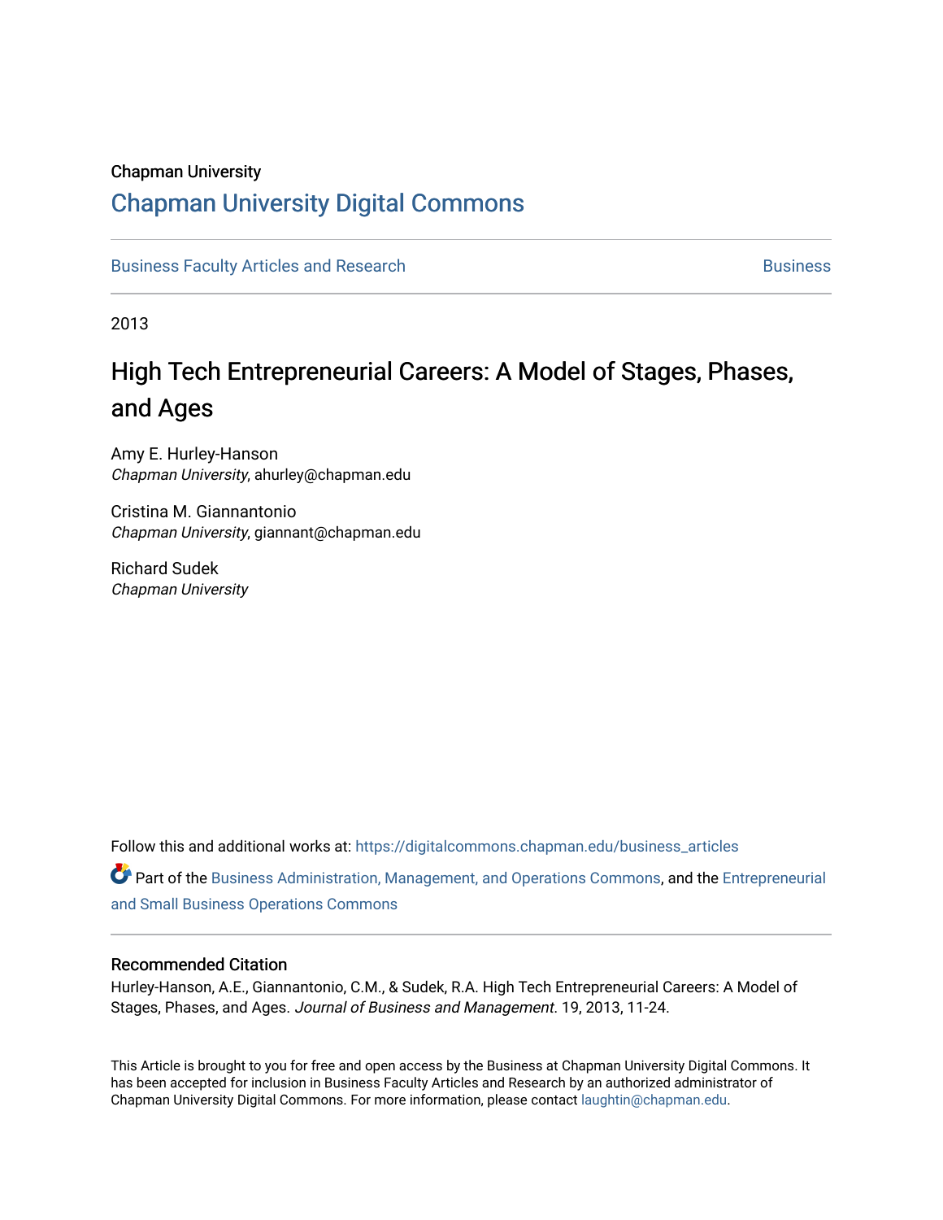Chapman University

# Chapman University Digital Commons

Business Faculty Articles and Research | Business

2013

## High Tech Entrepreneurial Careers: A Model of Stages, Phases, and Ages

Amy E. Hurley-Hanson
*Chapman University*, ahurley@chapman.edu

Cristina M. Giannantonio
*Chapman University*, giannant@chapman.edu

Richard Sudek
*Chapman University*

Follow this and additional works at: https://digitalcommons.chapman.edu/business_articles

Part of the Business Administration, Management, and Operations Commons, and the Entrepreneurial and Small Business Operations Commons

### Recommended Citation

Hurley-Hanson, A.E., Giannantonio, C.M., & Sudek, R.A. High Tech Entrepreneurial Careers: A Model of Stages, Phases, and Ages. *Journal of Business and Management*. 19, 2013, 11-24.

This Article is brought to you for free and open access by the Business at Chapman University Digital Commons. It has been accepted for inclusion in Business Faculty Articles and Research by an authorized administrator of Chapman University Digital Commons. For more information, please contact laughtin@chapman.edu.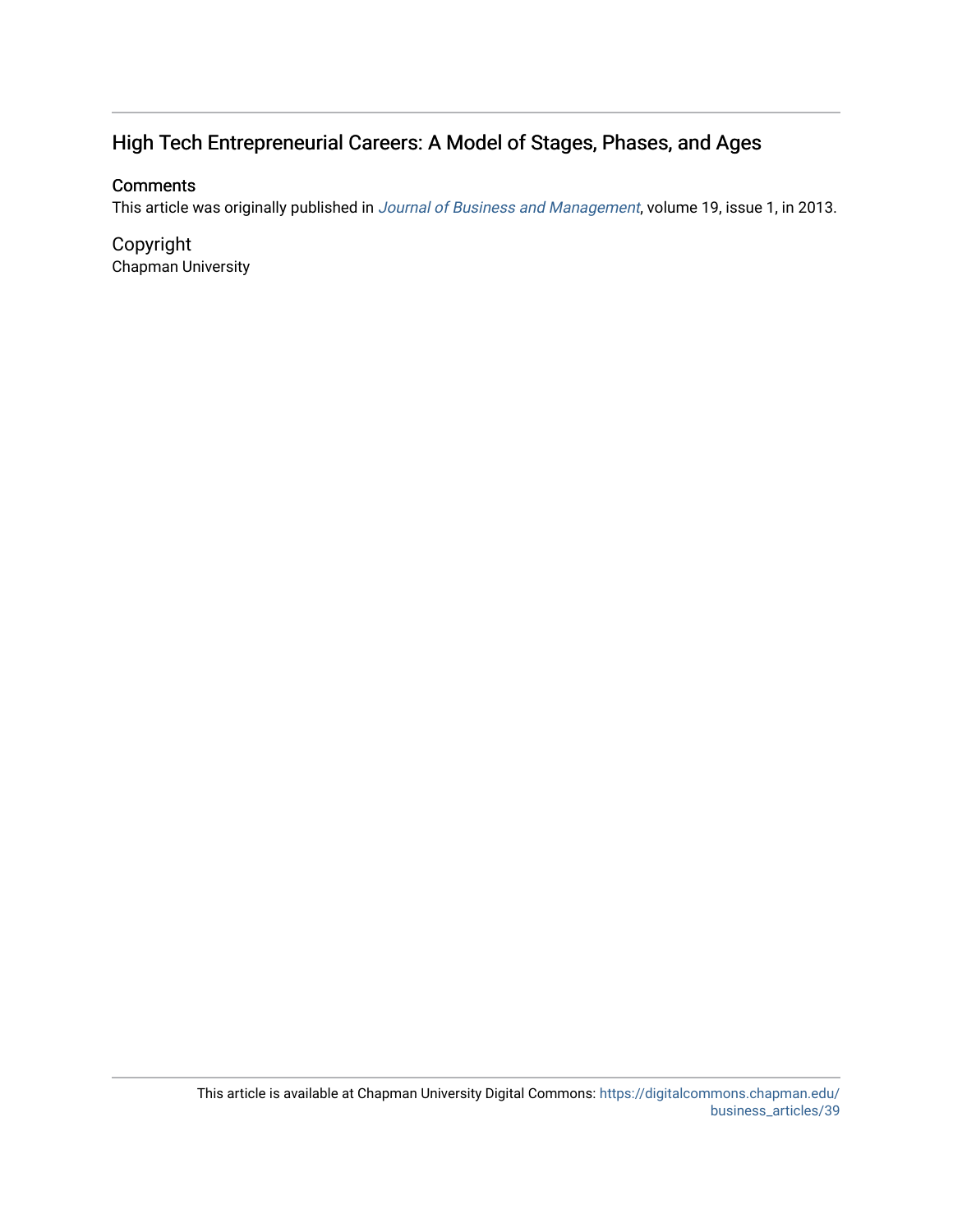# High Tech Entrepreneurial Careers: A Model of Stages, Phases, and Ages

## Comments

This article was originally published in *Journal of Business and Management*, volume 19, issue 1, in 2013.

## Copyright

Chapman University

This article is available at Chapman University Digital Commons: https://digitalcommons.chapman.edu/business_articles/39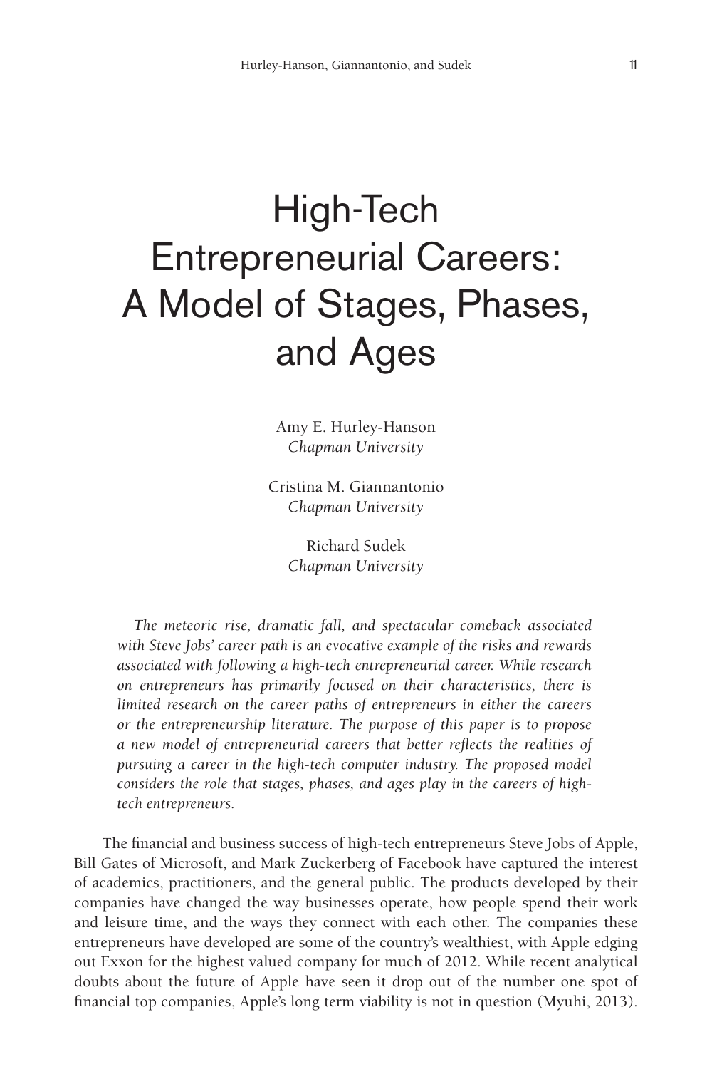# High-Tech Entrepreneurial Careers: A Model of Stages, Phases, and Ages

Amy E. Hurley-Hanson
*Chapman University*

Cristina M. Giannantonio
*Chapman University*

Richard Sudek
*Chapman University*

*The meteoric rise, dramatic fall, and spectacular comeback associated with Steve Jobs' career path is an evocative example of the risks and rewards associated with following a high-tech entrepreneurial career. While research on entrepreneurs has primarily focused on their characteristics, there is limited research on the career paths of entrepreneurs in either the careers or the entrepreneurship literature. The purpose of this paper is to propose a new model of entrepreneurial careers that better reflects the realities of pursuing a career in the high-tech computer industry. The proposed model considers the role that stages, phases, and ages play in the careers of high-tech entrepreneurs.*

The financial and business success of high-tech entrepreneurs Steve Jobs of Apple, Bill Gates of Microsoft, and Mark Zuckerberg of Facebook have captured the interest of academics, practitioners, and the general public. The products developed by their companies have changed the way businesses operate, how people spend their work and leisure time, and the ways they connect with each other. The companies these entrepreneurs have developed are some of the country's wealthiest, with Apple edging out Exxon for the highest valued company for much of 2012. While recent analytical doubts about the future of Apple have seen it drop out of the number one spot of financial top companies, Apple's long term viability is not in question (Myuhi, 2013).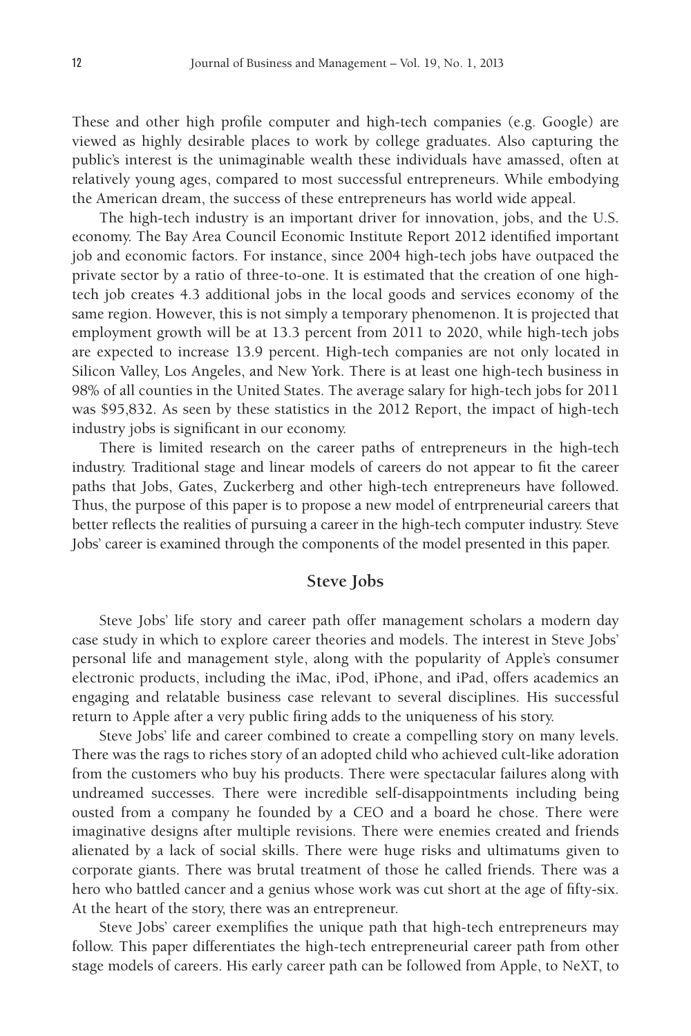These and other high profile computer and high-tech companies (e.g. Google) are viewed as highly desirable places to work by college graduates. Also capturing the public's interest is the unimaginable wealth these individuals have amassed, often at relatively young ages, compared to most successful entrepreneurs. While embodying the American dream, the success of these entrepreneurs has world wide appeal.

The high-tech industry is an important driver for innovation, jobs, and the U.S. economy. The Bay Area Council Economic Institute Report 2012 identified important job and economic factors. For instance, since 2004 high-tech jobs have outpaced the private sector by a ratio of three-to-one. It is estimated that the creation of one high-tech job creates 4.3 additional jobs in the local goods and services economy of the same region. However, this is not simply a temporary phenomenon. It is projected that employment growth will be at 13.3 percent from 2011 to 2020, while high-tech jobs are expected to increase 13.9 percent. High-tech companies are not only located in Silicon Valley, Los Angeles, and New York. There is at least one high-tech business in 98% of all counties in the United States. The average salary for high-tech jobs for 2011 was $95,832. As seen by these statistics in the 2012 Report, the impact of high-tech industry jobs is significant in our economy.

There is limited research on the career paths of entrepreneurs in the high-tech industry. Traditional stage and linear models of careers do not appear to fit the career paths that Jobs, Gates, Zuckerberg and other high-tech entrepreneurs have followed. Thus, the purpose of this paper is to propose a new model of entrpreneurial careers that better reflects the realities of pursuing a career in the high-tech computer industry. Steve Jobs' career is examined through the components of the model presented in this paper.

## Steve Jobs

Steve Jobs' life story and career path offer management scholars a modern day case study in which to explore career theories and models. The interest in Steve Jobs' personal life and management style, along with the popularity of Apple's consumer electronic products, including the iMac, iPod, iPhone, and iPad, offers academics an engaging and relatable business case relevant to several disciplines. His successful return to Apple after a very public firing adds to the uniqueness of his story.

Steve Jobs' life and career combined to create a compelling story on many levels. There was the rags to riches story of an adopted child who achieved cult-like adoration from the customers who buy his products. There were spectacular failures along with undreamed successes. There were incredible self-disappointments including being ousted from a company he founded by a CEO and a board he chose. There were imaginative designs after multiple revisions. There were enemies created and friends alienated by a lack of social skills. There were huge risks and ultimatums given to corporate giants. There was brutal treatment of those he called friends. There was a hero who battled cancer and a genius whose work was cut short at the age of fifty-six. At the heart of the story, there was an entrepreneur.

Steve Jobs' career exemplifies the unique path that high-tech entrepreneurs may follow. This paper differentiates the high-tech entrepreneurial career path from other stage models of careers. His early career path can be followed from Apple, to NeXT, to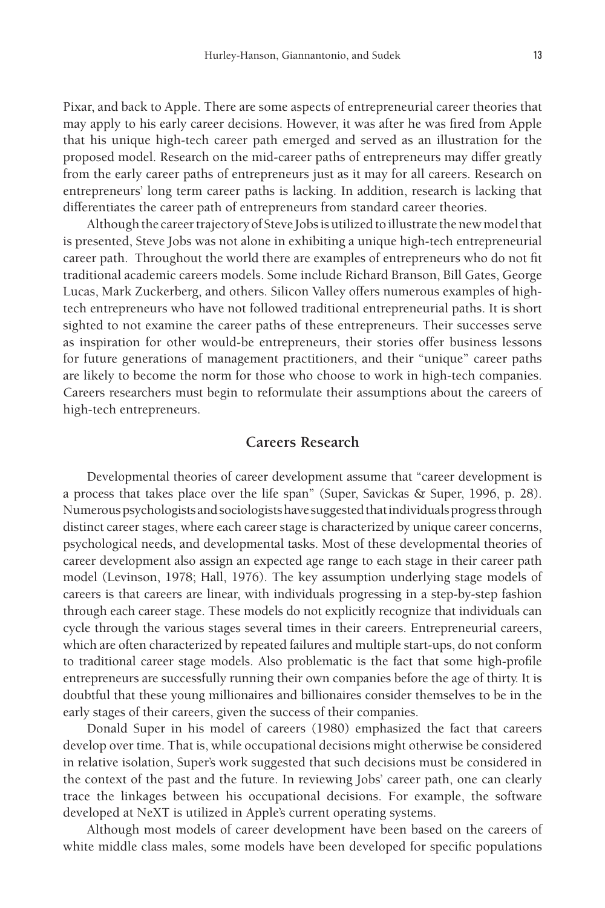Pixar, and back to Apple. There are some aspects of entrepreneurial career theories that may apply to his early career decisions. However, it was after he was fired from Apple that his unique high-tech career path emerged and served as an illustration for the proposed model. Research on the mid-career paths of entrepreneurs may differ greatly from the early career paths of entrepreneurs just as it may for all careers. Research on entrepreneurs' long term career paths is lacking. In addition, research is lacking that differentiates the career path of entrepreneurs from standard career theories.

Although the career trajectory of Steve Jobs is utilized to illustrate the new model that is presented, Steve Jobs was not alone in exhibiting a unique high-tech entrepreneurial career path. Throughout the world there are examples of entrepreneurs who do not fit traditional academic careers models. Some include Richard Branson, Bill Gates, George Lucas, Mark Zuckerberg, and others. Silicon Valley offers numerous examples of high-tech entrepreneurs who have not followed traditional entrepreneurial paths. It is short sighted to not examine the career paths of these entrepreneurs. Their successes serve as inspiration for other would-be entrepreneurs, their stories offer business lessons for future generations of management practitioners, and their "unique" career paths are likely to become the norm for those who choose to work in high-tech companies. Careers researchers must begin to reformulate their assumptions about the careers of high-tech entrepreneurs.

## Careers Research

Developmental theories of career development assume that "career development is a process that takes place over the life span" (Super, Savickas & Super, 1996, p. 28). Numerous psychologists and sociologists have suggested that individuals progress through distinct career stages, where each career stage is characterized by unique career concerns, psychological needs, and developmental tasks. Most of these developmental theories of career development also assign an expected age range to each stage in their career path model (Levinson, 1978; Hall, 1976). The key assumption underlying stage models of careers is that careers are linear, with individuals progressing in a step-by-step fashion through each career stage. These models do not explicitly recognize that individuals can cycle through the various stages several times in their careers. Entrepreneurial careers, which are often characterized by repeated failures and multiple start-ups, do not conform to traditional career stage models. Also problematic is the fact that some high-profile entrepreneurs are successfully running their own companies before the age of thirty. It is doubtful that these young millionaires and billionaires consider themselves to be in the early stages of their careers, given the success of their companies.

Donald Super in his model of careers (1980) emphasized the fact that careers develop over time. That is, while occupational decisions might otherwise be considered in relative isolation, Super's work suggested that such decisions must be considered in the context of the past and the future. In reviewing Jobs' career path, one can clearly trace the linkages between his occupational decisions. For example, the software developed at NeXT is utilized in Apple's current operating systems.

Although most models of career development have been based on the careers of white middle class males, some models have been developed for specific populations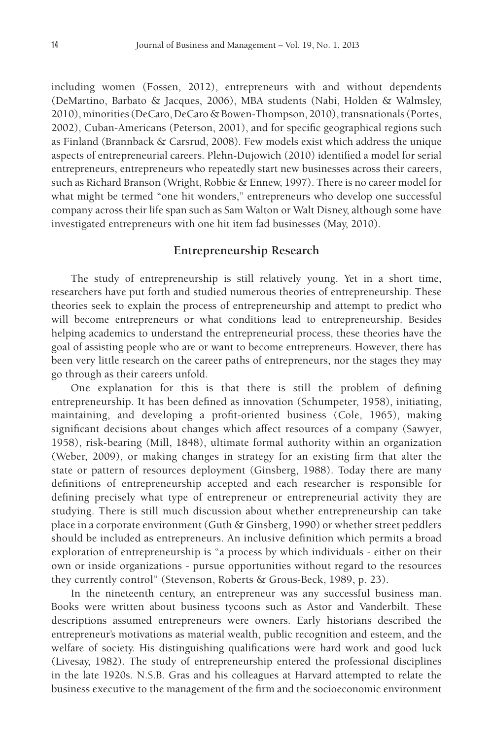including women (Fossen, 2012), entrepreneurs with and without dependents (DeMartino, Barbato & Jacques, 2006), MBA students (Nabi, Holden & Walmsley, 2010), minorities (DeCaro, DeCaro & Bowen-Thompson, 2010), transnationals (Portes, 2002), Cuban-Americans (Peterson, 2001), and for specific geographical regions such as Finland (Brannback & Carsrud, 2008). Few models exist which address the unique aspects of entrepreneurial careers. Plehn-Dujowich (2010) identified a model for serial entrepreneurs, entrepreneurs who repeatedly start new businesses across their careers, such as Richard Branson (Wright, Robbie & Ennew, 1997). There is no career model for what might be termed "one hit wonders," entrepreneurs who develop one successful company across their life span such as Sam Walton or Walt Disney, although some have investigated entrepreneurs with one hit item fad businesses (May, 2010).

## Entrepreneurship Research

The study of entrepreneurship is still relatively young. Yet in a short time, researchers have put forth and studied numerous theories of entrepreneurship. These theories seek to explain the process of entrepreneurship and attempt to predict who will become entrepreneurs or what conditions lead to entrepreneurship. Besides helping academics to understand the entrepreneurial process, these theories have the goal of assisting people who are or want to become entrepreneurs. However, there has been very little research on the career paths of entrepreneurs, nor the stages they may go through as their careers unfold.

One explanation for this is that there is still the problem of defining entrepreneurship. It has been defined as innovation (Schumpeter, 1958), initiating, maintaining, and developing a profit-oriented business (Cole, 1965), making significant decisions about changes which affect resources of a company (Sawyer, 1958), risk-bearing (Mill, 1848), ultimate formal authority within an organization (Weber, 2009), or making changes in strategy for an existing firm that alter the state or pattern of resources deployment (Ginsberg, 1988). Today there are many definitions of entrepreneurship accepted and each researcher is responsible for defining precisely what type of entrepreneur or entrepreneurial activity they are studying. There is still much discussion about whether entrepreneurship can take place in a corporate environment (Guth & Ginsberg, 1990) or whether street peddlers should be included as entrepreneurs. An inclusive definition which permits a broad exploration of entrepreneurship is "a process by which individuals - either on their own or inside organizations - pursue opportunities without regard to the resources they currently control" (Stevenson, Roberts & Grous-Beck, 1989, p. 23).

In the nineteenth century, an entrepreneur was any successful business man. Books were written about business tycoons such as Astor and Vanderbilt. These descriptions assumed entrepreneurs were owners. Early historians described the entrepreneur's motivations as material wealth, public recognition and esteem, and the welfare of society. His distinguishing qualifications were hard work and good luck (Livesay, 1982). The study of entrepreneurship entered the professional disciplines in the late 1920s. N.S.B. Gras and his colleagues at Harvard attempted to relate the business executive to the management of the firm and the socioeconomic environment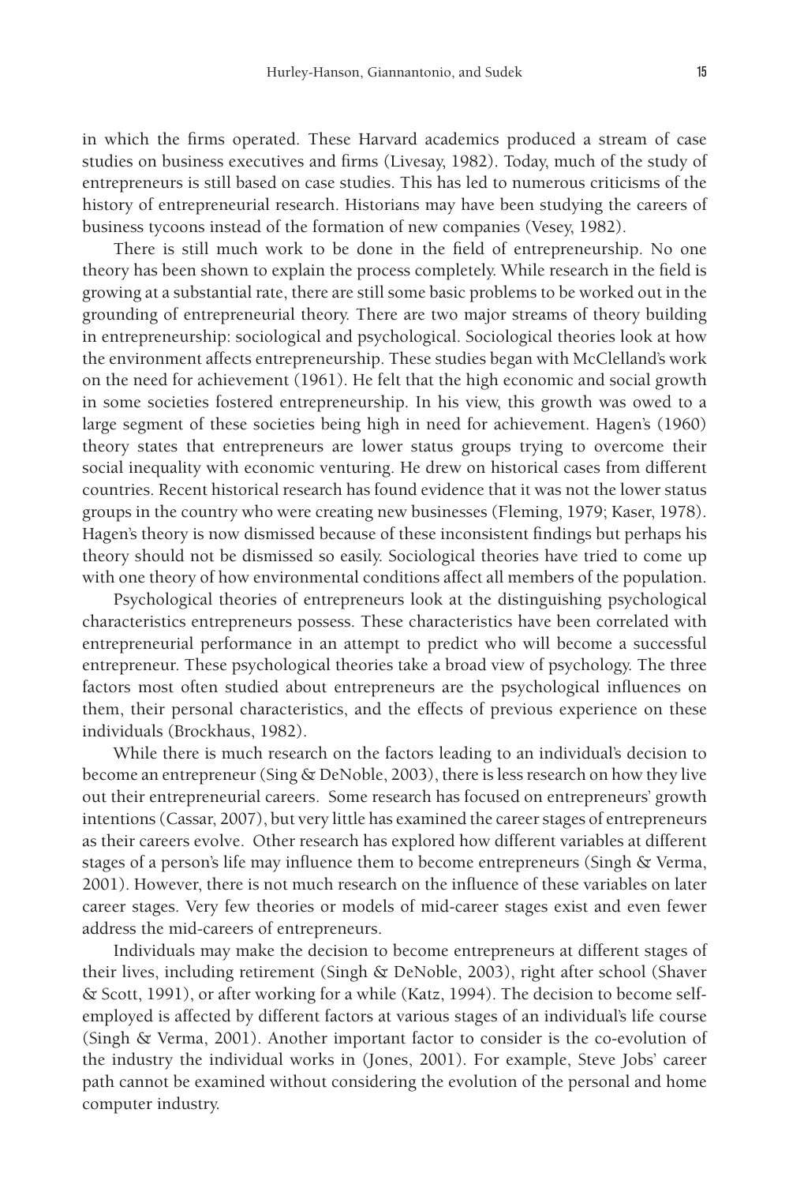in which the firms operated. These Harvard academics produced a stream of case studies on business executives and firms (Livesay, 1982). Today, much of the study of entrepreneurs is still based on case studies. This has led to numerous criticisms of the history of entrepreneurial research. Historians may have been studying the careers of business tycoons instead of the formation of new companies (Vesey, 1982).

There is still much work to be done in the field of entrepreneurship. No one theory has been shown to explain the process completely. While research in the field is growing at a substantial rate, there are still some basic problems to be worked out in the grounding of entrepreneurial theory. There are two major streams of theory building in entrepreneurship: sociological and psychological. Sociological theories look at how the environment affects entrepreneurship. These studies began with McClelland's work on the need for achievement (1961). He felt that the high economic and social growth in some societies fostered entrepreneurship. In his view, this growth was owed to a large segment of these societies being high in need for achievement. Hagen's (1960) theory states that entrepreneurs are lower status groups trying to overcome their social inequality with economic venturing. He drew on historical cases from different countries. Recent historical research has found evidence that it was not the lower status groups in the country who were creating new businesses (Fleming, 1979; Kaser, 1978). Hagen's theory is now dismissed because of these inconsistent findings but perhaps his theory should not be dismissed so easily. Sociological theories have tried to come up with one theory of how environmental conditions affect all members of the population.

Psychological theories of entrepreneurs look at the distinguishing psychological characteristics entrepreneurs possess. These characteristics have been correlated with entrepreneurial performance in an attempt to predict who will become a successful entrepreneur. These psychological theories take a broad view of psychology. The three factors most often studied about entrepreneurs are the psychological influences on them, their personal characteristics, and the effects of previous experience on these individuals (Brockhaus, 1982).

While there is much research on the factors leading to an individual's decision to become an entrepreneur (Sing & DeNoble, 2003), there is less research on how they live out their entrepreneurial careers. Some research has focused on entrepreneurs' growth intentions (Cassar, 2007), but very little has examined the career stages of entrepreneurs as their careers evolve. Other research has explored how different variables at different stages of a person's life may influence them to become entrepreneurs (Singh & Verma, 2001). However, there is not much research on the influence of these variables on later career stages. Very few theories or models of mid-career stages exist and even fewer address the mid-careers of entrepreneurs.

Individuals may make the decision to become entrepreneurs at different stages of their lives, including retirement (Singh & DeNoble, 2003), right after school (Shaver & Scott, 1991), or after working for a while (Katz, 1994). The decision to become self-employed is affected by different factors at various stages of an individual's life course (Singh & Verma, 2001). Another important factor to consider is the co-evolution of the industry the individual works in (Jones, 2001). For example, Steve Jobs' career path cannot be examined without considering the evolution of the personal and home computer industry.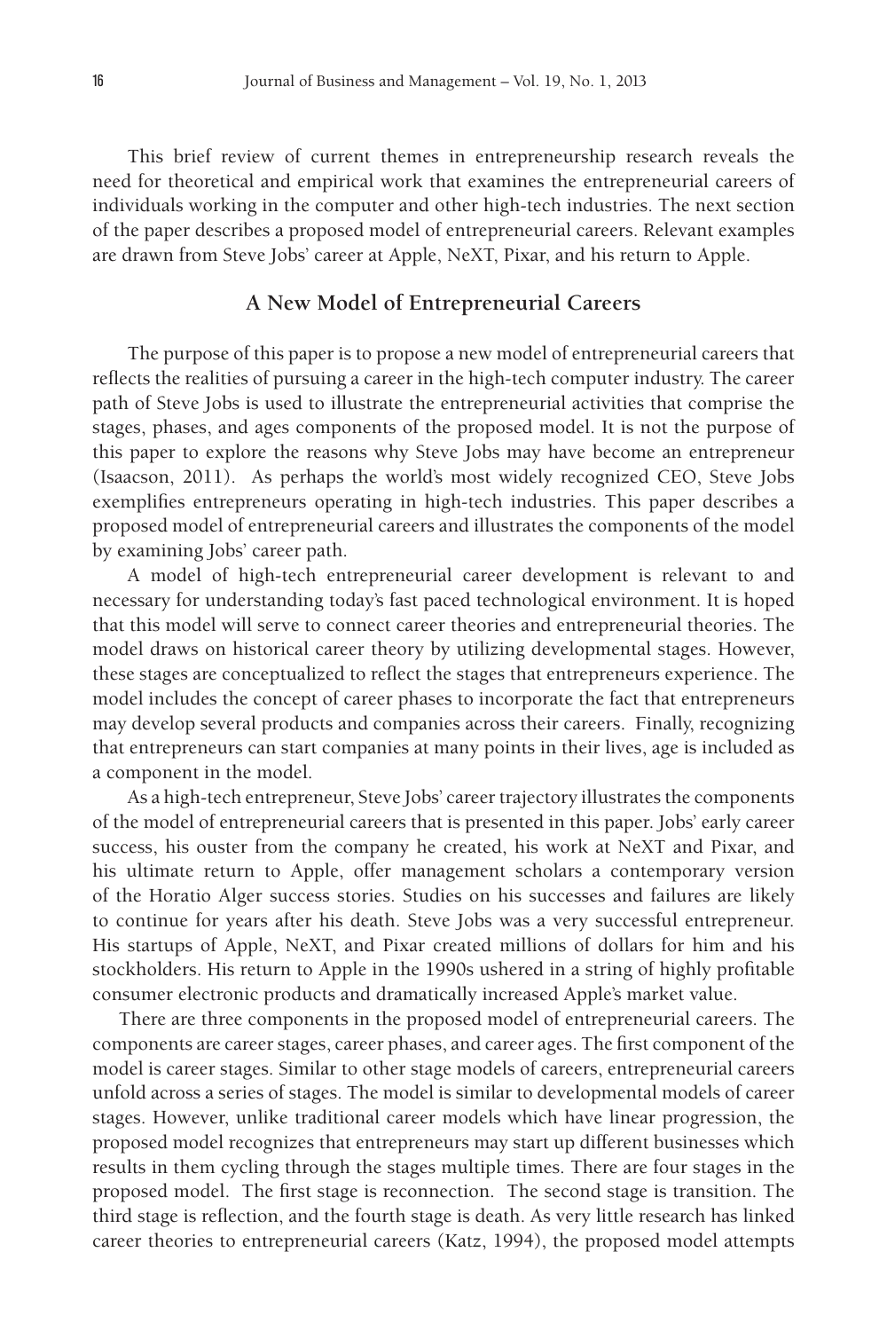This brief review of current themes in entrepreneurship research reveals the need for theoretical and empirical work that examines the entrepreneurial careers of individuals working in the computer and other high-tech industries. The next section of the paper describes a proposed model of entrepreneurial careers. Relevant examples are drawn from Steve Jobs' career at Apple, NeXT, Pixar, and his return to Apple.

## A New Model of Entrepreneurial Careers

The purpose of this paper is to propose a new model of entrepreneurial careers that reflects the realities of pursuing a career in the high-tech computer industry. The career path of Steve Jobs is used to illustrate the entrepreneurial activities that comprise the stages, phases, and ages components of the proposed model. It is not the purpose of this paper to explore the reasons why Steve Jobs may have become an entrepreneur (Isaacson, 2011). As perhaps the world's most widely recognized CEO, Steve Jobs exemplifies entrepreneurs operating in high-tech industries. This paper describes a proposed model of entrepreneurial careers and illustrates the components of the model by examining Jobs' career path.

A model of high-tech entrepreneurial career development is relevant to and necessary for understanding today's fast paced technological environment. It is hoped that this model will serve to connect career theories and entrepreneurial theories. The model draws on historical career theory by utilizing developmental stages. However, these stages are conceptualized to reflect the stages that entrepreneurs experience. The model includes the concept of career phases to incorporate the fact that entrepreneurs may develop several products and companies across their careers. Finally, recognizing that entrepreneurs can start companies at many points in their lives, age is included as a component in the model.

As a high-tech entrepreneur, Steve Jobs' career trajectory illustrates the components of the model of entrepreneurial careers that is presented in this paper. Jobs' early career success, his ouster from the company he created, his work at NeXT and Pixar, and his ultimate return to Apple, offer management scholars a contemporary version of the Horatio Alger success stories. Studies on his successes and failures are likely to continue for years after his death. Steve Jobs was a very successful entrepreneur. His startups of Apple, NeXT, and Pixar created millions of dollars for him and his stockholders. His return to Apple in the 1990s ushered in a string of highly profitable consumer electronic products and dramatically increased Apple's market value.

There are three components in the proposed model of entrepreneurial careers. The components are career stages, career phases, and career ages. The first component of the model is career stages. Similar to other stage models of careers, entrepreneurial careers unfold across a series of stages. The model is similar to developmental models of career stages. However, unlike traditional career models which have linear progression, the proposed model recognizes that entrepreneurs may start up different businesses which results in them cycling through the stages multiple times. There are four stages in the proposed model. The first stage is reconnection. The second stage is transition. The third stage is reflection, and the fourth stage is death. As very little research has linked career theories to entrepreneurial careers (Katz, 1994), the proposed model attempts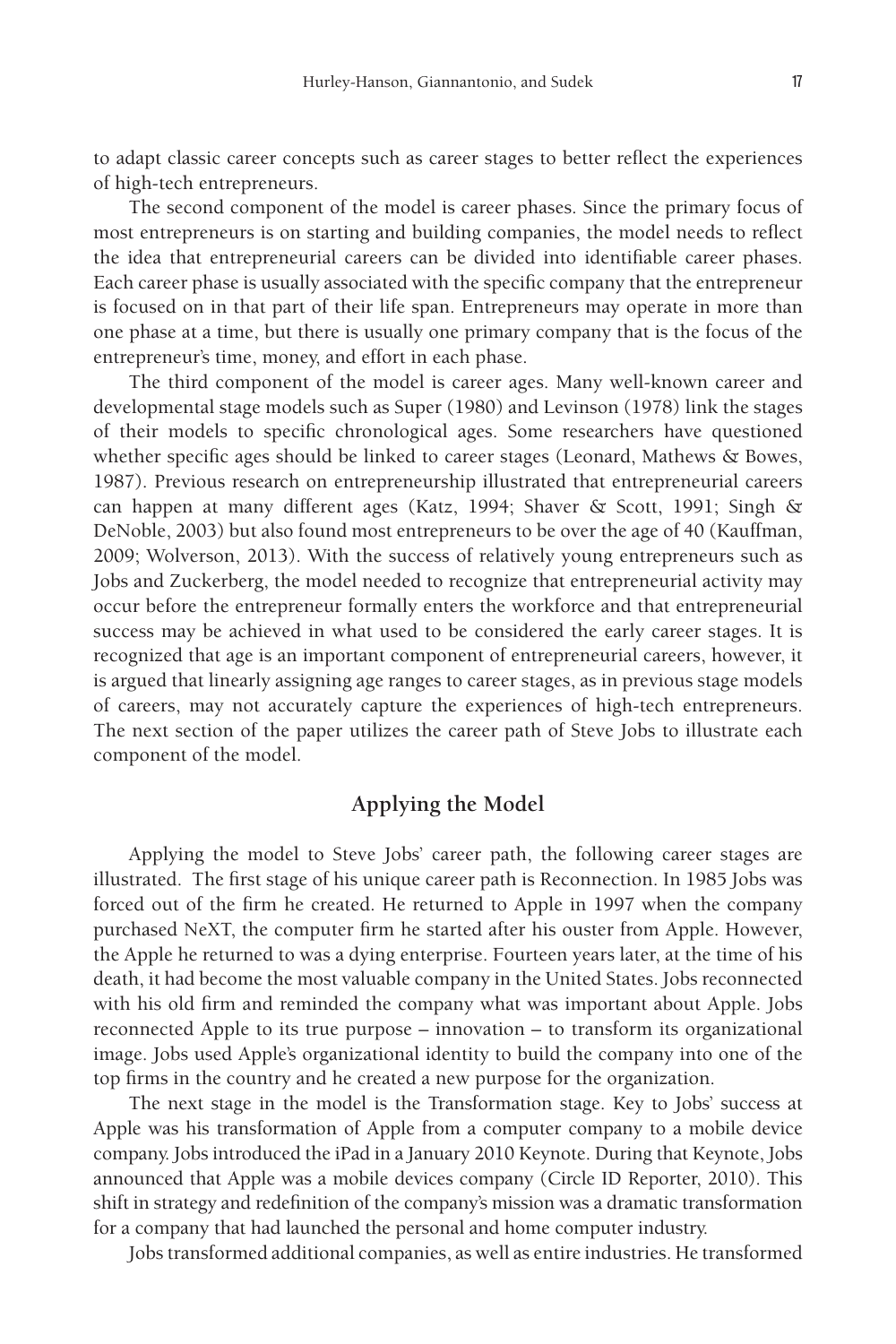to adapt classic career concepts such as career stages to better reflect the experiences of high-tech entrepreneurs.

The second component of the model is career phases. Since the primary focus of most entrepreneurs is on starting and building companies, the model needs to reflect the idea that entrepreneurial careers can be divided into identifiable career phases. Each career phase is usually associated with the specific company that the entrepreneur is focused on in that part of their life span. Entrepreneurs may operate in more than one phase at a time, but there is usually one primary company that is the focus of the entrepreneur's time, money, and effort in each phase.

The third component of the model is career ages. Many well-known career and developmental stage models such as Super (1980) and Levinson (1978) link the stages of their models to specific chronological ages. Some researchers have questioned whether specific ages should be linked to career stages (Leonard, Mathews & Bowes, 1987). Previous research on entrepreneurship illustrated that entrepreneurial careers can happen at many different ages (Katz, 1994; Shaver & Scott, 1991; Singh & DeNoble, 2003) but also found most entrepreneurs to be over the age of 40 (Kauffman, 2009; Wolverson, 2013). With the success of relatively young entrepreneurs such as Jobs and Zuckerberg, the model needed to recognize that entrepreneurial activity may occur before the entrepreneur formally enters the workforce and that entrepreneurial success may be achieved in what used to be considered the early career stages. It is recognized that age is an important component of entrepreneurial careers, however, it is argued that linearly assigning age ranges to career stages, as in previous stage models of careers, may not accurately capture the experiences of high-tech entrepreneurs. The next section of the paper utilizes the career path of Steve Jobs to illustrate each component of the model.

## Applying the Model

Applying the model to Steve Jobs' career path, the following career stages are illustrated. The first stage of his unique career path is Reconnection. In 1985 Jobs was forced out of the firm he created. He returned to Apple in 1997 when the company purchased NeXT, the computer firm he started after his ouster from Apple. However, the Apple he returned to was a dying enterprise. Fourteen years later, at the time of his death, it had become the most valuable company in the United States. Jobs reconnected with his old firm and reminded the company what was important about Apple. Jobs reconnected Apple to its true purpose – innovation – to transform its organizational image. Jobs used Apple's organizational identity to build the company into one of the top firms in the country and he created a new purpose for the organization.

The next stage in the model is the Transformation stage. Key to Jobs' success at Apple was his transformation of Apple from a computer company to a mobile device company. Jobs introduced the iPad in a January 2010 Keynote. During that Keynote, Jobs announced that Apple was a mobile devices company (Circle ID Reporter, 2010). This shift in strategy and redefinition of the company's mission was a dramatic transformation for a company that had launched the personal and home computer industry.

Jobs transformed additional companies, as well as entire industries. He transformed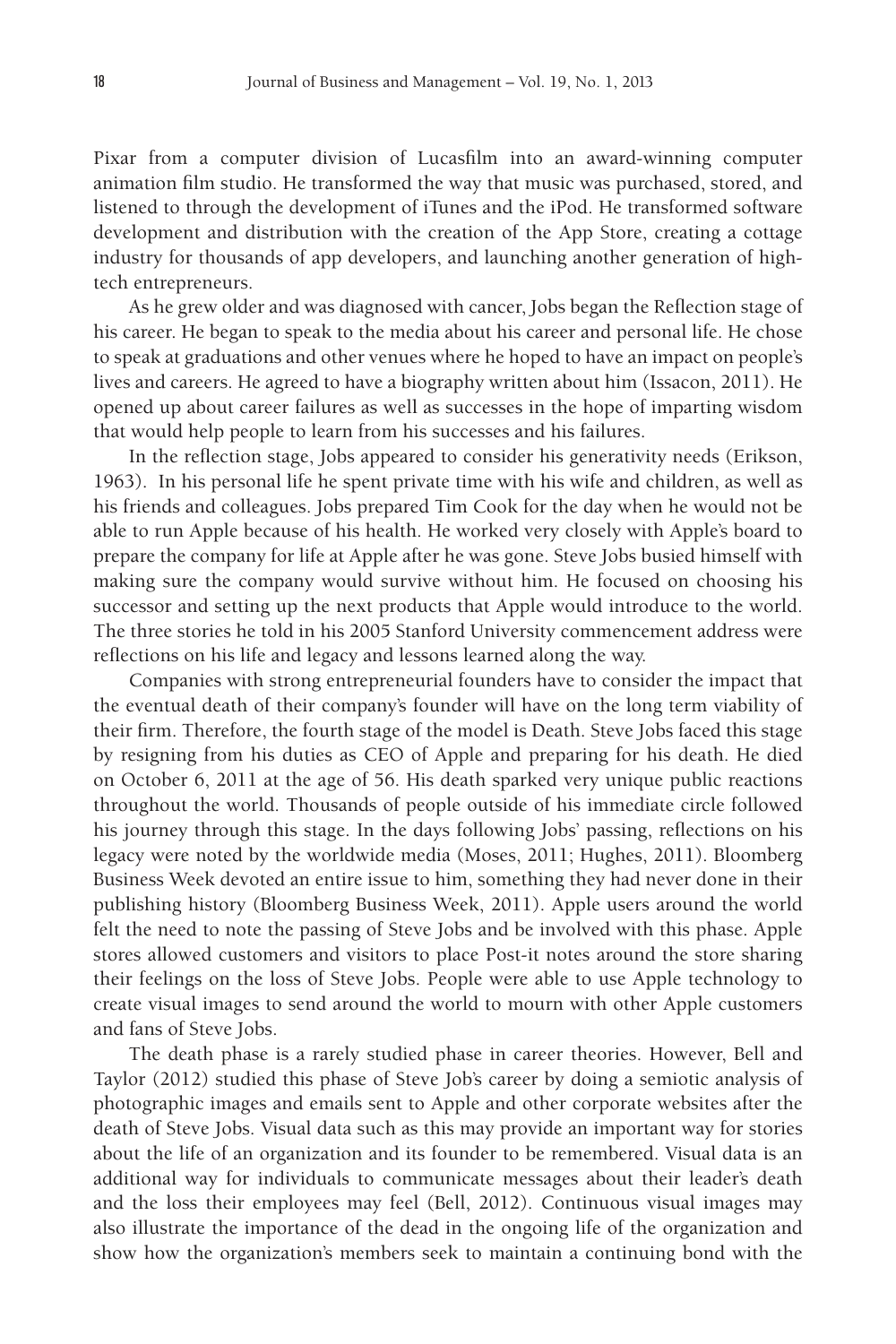Pixar from a computer division of Lucasfilm into an award-winning computer animation film studio. He transformed the way that music was purchased, stored, and listened to through the development of iTunes and the iPod. He transformed software development and distribution with the creation of the App Store, creating a cottage industry for thousands of app developers, and launching another generation of high-tech entrepreneurs.

As he grew older and was diagnosed with cancer, Jobs began the Reflection stage of his career. He began to speak to the media about his career and personal life. He chose to speak at graduations and other venues where he hoped to have an impact on people's lives and careers. He agreed to have a biography written about him (Issacon, 2011). He opened up about career failures as well as successes in the hope of imparting wisdom that would help people to learn from his successes and his failures.

In the reflection stage, Jobs appeared to consider his generativity needs (Erikson, 1963). In his personal life he spent private time with his wife and children, as well as his friends and colleagues. Jobs prepared Tim Cook for the day when he would not be able to run Apple because of his health. He worked very closely with Apple's board to prepare the company for life at Apple after he was gone. Steve Jobs busied himself with making sure the company would survive without him. He focused on choosing his successor and setting up the next products that Apple would introduce to the world. The three stories he told in his 2005 Stanford University commencement address were reflections on his life and legacy and lessons learned along the way.

Companies with strong entrepreneurial founders have to consider the impact that the eventual death of their company's founder will have on the long term viability of their firm. Therefore, the fourth stage of the model is Death. Steve Jobs faced this stage by resigning from his duties as CEO of Apple and preparing for his death. He died on October 6, 2011 at the age of 56. His death sparked very unique public reactions throughout the world. Thousands of people outside of his immediate circle followed his journey through this stage. In the days following Jobs' passing, reflections on his legacy were noted by the worldwide media (Moses, 2011; Hughes, 2011). Bloomberg Business Week devoted an entire issue to him, something they had never done in their publishing history (Bloomberg Business Week, 2011). Apple users around the world felt the need to note the passing of Steve Jobs and be involved with this phase. Apple stores allowed customers and visitors to place Post-it notes around the store sharing their feelings on the loss of Steve Jobs. People were able to use Apple technology to create visual images to send around the world to mourn with other Apple customers and fans of Steve Jobs.

The death phase is a rarely studied phase in career theories. However, Bell and Taylor (2012) studied this phase of Steve Job's career by doing a semiotic analysis of photographic images and emails sent to Apple and other corporate websites after the death of Steve Jobs. Visual data such as this may provide an important way for stories about the life of an organization and its founder to be remembered. Visual data is an additional way for individuals to communicate messages about their leader's death and the loss their employees may feel (Bell, 2012). Continuous visual images may also illustrate the importance of the dead in the ongoing life of the organization and show how the organization's members seek to maintain a continuing bond with the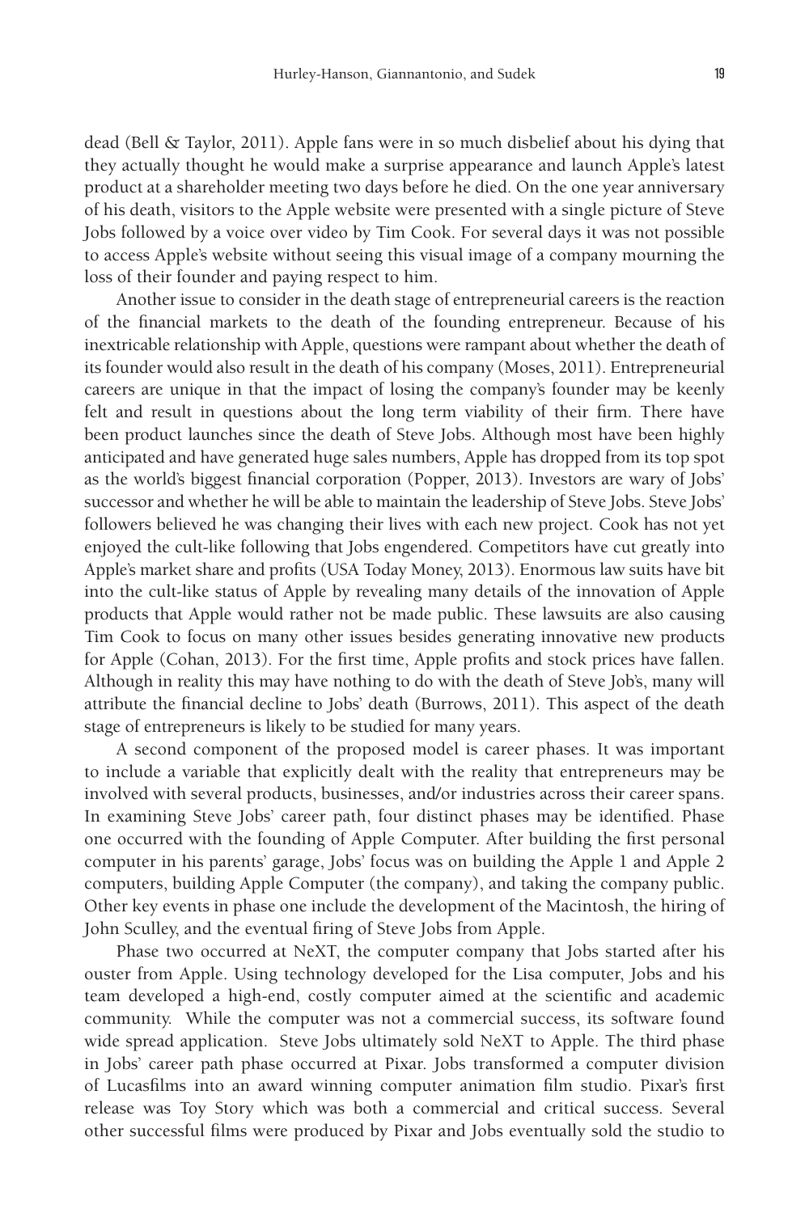dead (Bell & Taylor, 2011). Apple fans were in so much disbelief about his dying that they actually thought he would make a surprise appearance and launch Apple's latest product at a shareholder meeting two days before he died. On the one year anniversary of his death, visitors to the Apple website were presented with a single picture of Steve Jobs followed by a voice over video by Tim Cook. For several days it was not possible to access Apple's website without seeing this visual image of a company mourning the loss of their founder and paying respect to him.

Another issue to consider in the death stage of entrepreneurial careers is the reaction of the financial markets to the death of the founding entrepreneur. Because of his inextricable relationship with Apple, questions were rampant about whether the death of its founder would also result in the death of his company (Moses, 2011). Entrepreneurial careers are unique in that the impact of losing the company's founder may be keenly felt and result in questions about the long term viability of their firm. There have been product launches since the death of Steve Jobs. Although most have been highly anticipated and have generated huge sales numbers, Apple has dropped from its top spot as the world's biggest financial corporation (Popper, 2013). Investors are wary of Jobs' successor and whether he will be able to maintain the leadership of Steve Jobs. Steve Jobs' followers believed he was changing their lives with each new project. Cook has not yet enjoyed the cult-like following that Jobs engendered. Competitors have cut greatly into Apple's market share and profits (USA Today Money, 2013). Enormous law suits have bit into the cult-like status of Apple by revealing many details of the innovation of Apple products that Apple would rather not be made public. These lawsuits are also causing Tim Cook to focus on many other issues besides generating innovative new products for Apple (Cohan, 2013). For the first time, Apple profits and stock prices have fallen. Although in reality this may have nothing to do with the death of Steve Job's, many will attribute the financial decline to Jobs' death (Burrows, 2011). This aspect of the death stage of entrepreneurs is likely to be studied for many years.

A second component of the proposed model is career phases. It was important to include a variable that explicitly dealt with the reality that entrepreneurs may be involved with several products, businesses, and/or industries across their career spans. In examining Steve Jobs' career path, four distinct phases may be identified. Phase one occurred with the founding of Apple Computer. After building the first personal computer in his parents' garage, Jobs' focus was on building the Apple 1 and Apple 2 computers, building Apple Computer (the company), and taking the company public. Other key events in phase one include the development of the Macintosh, the hiring of John Sculley, and the eventual firing of Steve Jobs from Apple.

Phase two occurred at NeXT, the computer company that Jobs started after his ouster from Apple. Using technology developed for the Lisa computer, Jobs and his team developed a high-end, costly computer aimed at the scientific and academic community. While the computer was not a commercial success, its software found wide spread application. Steve Jobs ultimately sold NeXT to Apple. The third phase in Jobs' career path phase occurred at Pixar. Jobs transformed a computer division of Lucasfilms into an award winning computer animation film studio. Pixar's first release was Toy Story which was both a commercial and critical success. Several other successful films were produced by Pixar and Jobs eventually sold the studio to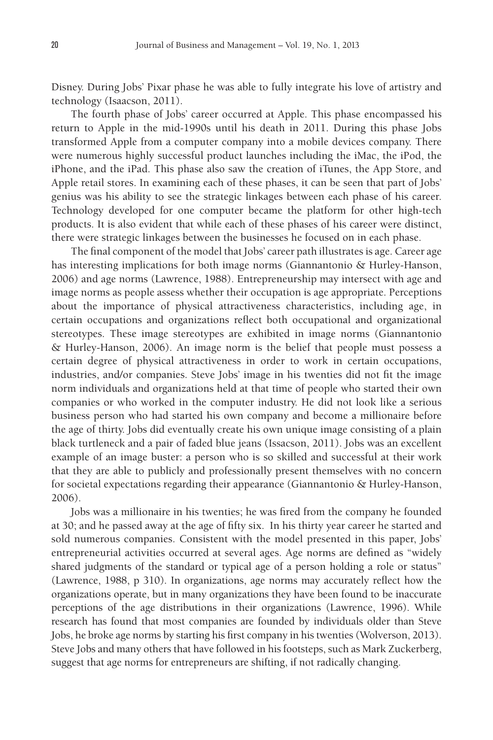Disney. During Jobs' Pixar phase he was able to fully integrate his love of artistry and technology (Isaacson, 2011).

The fourth phase of Jobs' career occurred at Apple. This phase encompassed his return to Apple in the mid-1990s until his death in 2011. During this phase Jobs transformed Apple from a computer company into a mobile devices company. There were numerous highly successful product launches including the iMac, the iPod, the iPhone, and the iPad. This phase also saw the creation of iTunes, the App Store, and Apple retail stores. In examining each of these phases, it can be seen that part of Jobs' genius was his ability to see the strategic linkages between each phase of his career. Technology developed for one computer became the platform for other high-tech products. It is also evident that while each of these phases of his career were distinct, there were strategic linkages between the businesses he focused on in each phase.

The final component of the model that Jobs' career path illustrates is age. Career age has interesting implications for both image norms (Giannantonio & Hurley-Hanson, 2006) and age norms (Lawrence, 1988). Entrepreneurship may intersect with age and image norms as people assess whether their occupation is age appropriate. Perceptions about the importance of physical attractiveness characteristics, including age, in certain occupations and organizations reflect both occupational and organizational stereotypes. These image stereotypes are exhibited in image norms (Giannantonio & Hurley-Hanson, 2006). An image norm is the belief that people must possess a certain degree of physical attractiveness in order to work in certain occupations, industries, and/or companies. Steve Jobs' image in his twenties did not fit the image norm individuals and organizations held at that time of people who started their own companies or who worked in the computer industry. He did not look like a serious business person who had started his own company and become a millionaire before the age of thirty. Jobs did eventually create his own unique image consisting of a plain black turtleneck and a pair of faded blue jeans (Issacson, 2011). Jobs was an excellent example of an image buster: a person who is so skilled and successful at their work that they are able to publicly and professionally present themselves with no concern for societal expectations regarding their appearance (Giannantonio & Hurley-Hanson, 2006).

Jobs was a millionaire in his twenties; he was fired from the company he founded at 30; and he passed away at the age of fifty six. In his thirty year career he started and sold numerous companies. Consistent with the model presented in this paper, Jobs' entrepreneurial activities occurred at several ages. Age norms are defined as "widely shared judgments of the standard or typical age of a person holding a role or status" (Lawrence, 1988, p 310). In organizations, age norms may accurately reflect how the organizations operate, but in many organizations they have been found to be inaccurate perceptions of the age distributions in their organizations (Lawrence, 1996). While research has found that most companies are founded by individuals older than Steve Jobs, he broke age norms by starting his first company in his twenties (Wolverson, 2013). Steve Jobs and many others that have followed in his footsteps, such as Mark Zuckerberg, suggest that age norms for entrepreneurs are shifting, if not radically changing.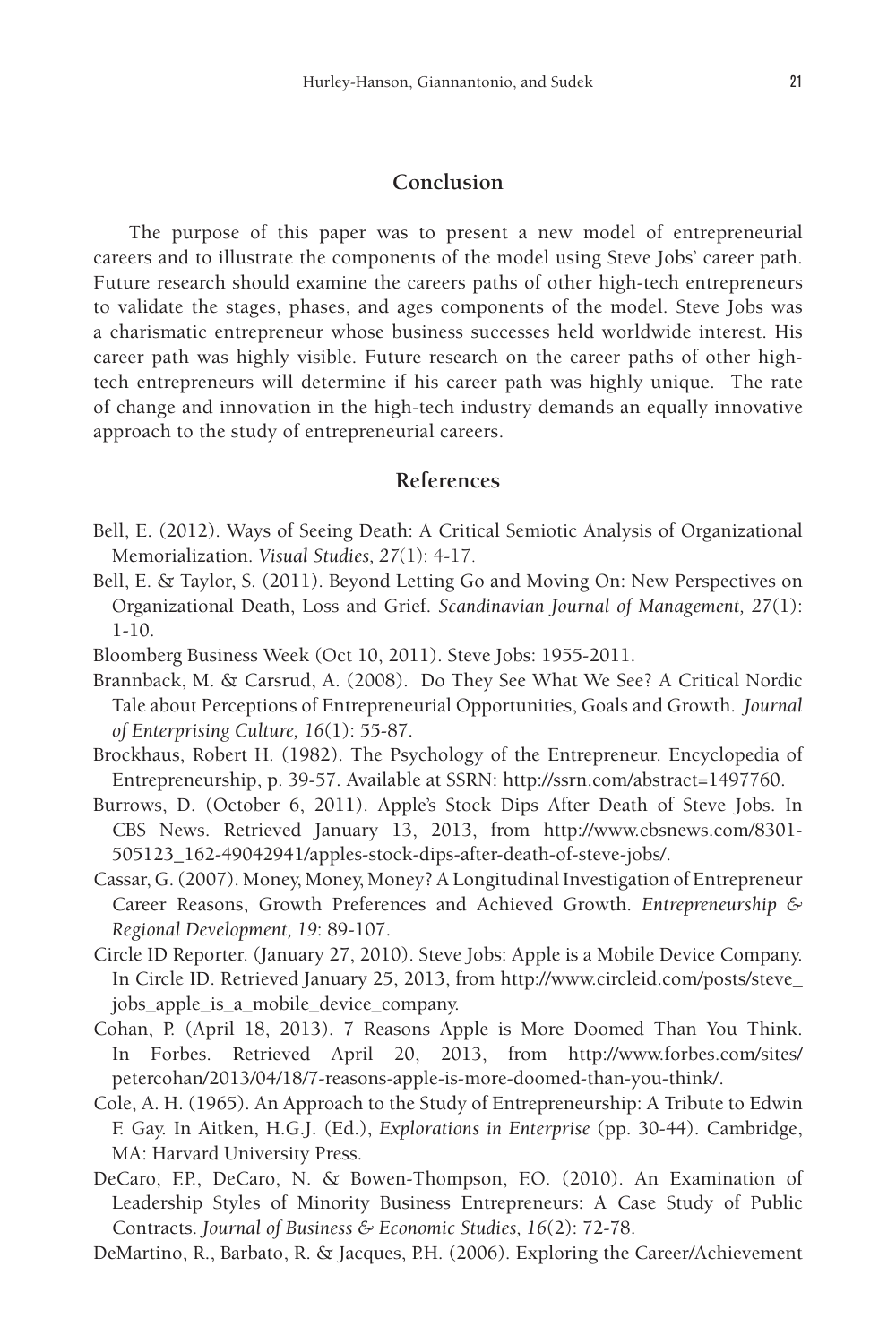## Conclusion

The purpose of this paper was to present a new model of entrepreneurial careers and to illustrate the components of the model using Steve Jobs' career path. Future research should examine the careers paths of other high-tech entrepreneurs to validate the stages, phases, and ages components of the model. Steve Jobs was a charismatic entrepreneur whose business successes held worldwide interest. His career path was highly visible. Future research on the career paths of other high-tech entrepreneurs will determine if his career path was highly unique. The rate of change and innovation in the high-tech industry demands an equally innovative approach to the study of entrepreneurial careers.

## References

Bell, E. (2012). Ways of Seeing Death: A Critical Semiotic Analysis of Organizational Memorialization. *Visual Studies, 27*(1): 4-17.

Bell, E. & Taylor, S. (2011). Beyond Letting Go and Moving On: New Perspectives on Organizational Death, Loss and Grief. *Scandinavian Journal of Management, 27*(1): 1-10.

Bloomberg Business Week (Oct 10, 2011). Steve Jobs: 1955-2011.

Brannback, M. & Carsrud, A. (2008). Do They See What We See? A Critical Nordic Tale about Perceptions of Entrepreneurial Opportunities, Goals and Growth. *Journal of Enterprising Culture, 16*(1): 55-87.

Brockhaus, Robert H. (1982). The Psychology of the Entrepreneur. Encyclopedia of Entrepreneurship, p. 39-57. Available at SSRN: http://ssrn.com/abstract=1497760.

Burrows, D. (October 6, 2011). Apple's Stock Dips After Death of Steve Jobs. In CBS News. Retrieved January 13, 2013, from http://www.cbsnews.com/8301-505123_162-49042941/apples-stock-dips-after-death-of-steve-jobs/.

Cassar, G. (2007). Money, Money, Money? A Longitudinal Investigation of Entrepreneur Career Reasons, Growth Preferences and Achieved Growth. *Entrepreneurship & Regional Development, 19*: 89-107.

Circle ID Reporter. (January 27, 2010). Steve Jobs: Apple is a Mobile Device Company. In Circle ID. Retrieved January 25, 2013, from http://www.circleid.com/posts/steve_jobs_apple_is_a_mobile_device_company.

Cohan, P. (April 18, 2013). 7 Reasons Apple is More Doomed Than You Think. In Forbes. Retrieved April 20, 2013, from http://www.forbes.com/sites/petercohan/2013/04/18/7-reasons-apple-is-more-doomed-than-you-think/.

Cole, A. H. (1965). An Approach to the Study of Entrepreneurship: A Tribute to Edwin F. Gay. In Aitken, H.G.J. (Ed.), *Explorations in Enterprise* (pp. 30-44). Cambridge, MA: Harvard University Press.

DeCaro, F.P., DeCaro, N. & Bowen-Thompson, F.O. (2010). An Examination of Leadership Styles of Minority Business Entrepreneurs: A Case Study of Public Contracts. *Journal of Business & Economic Studies, 16*(2): 72-78.

DeMartino, R., Barbato, R. & Jacques, P.H. (2006). Exploring the Career/Achievement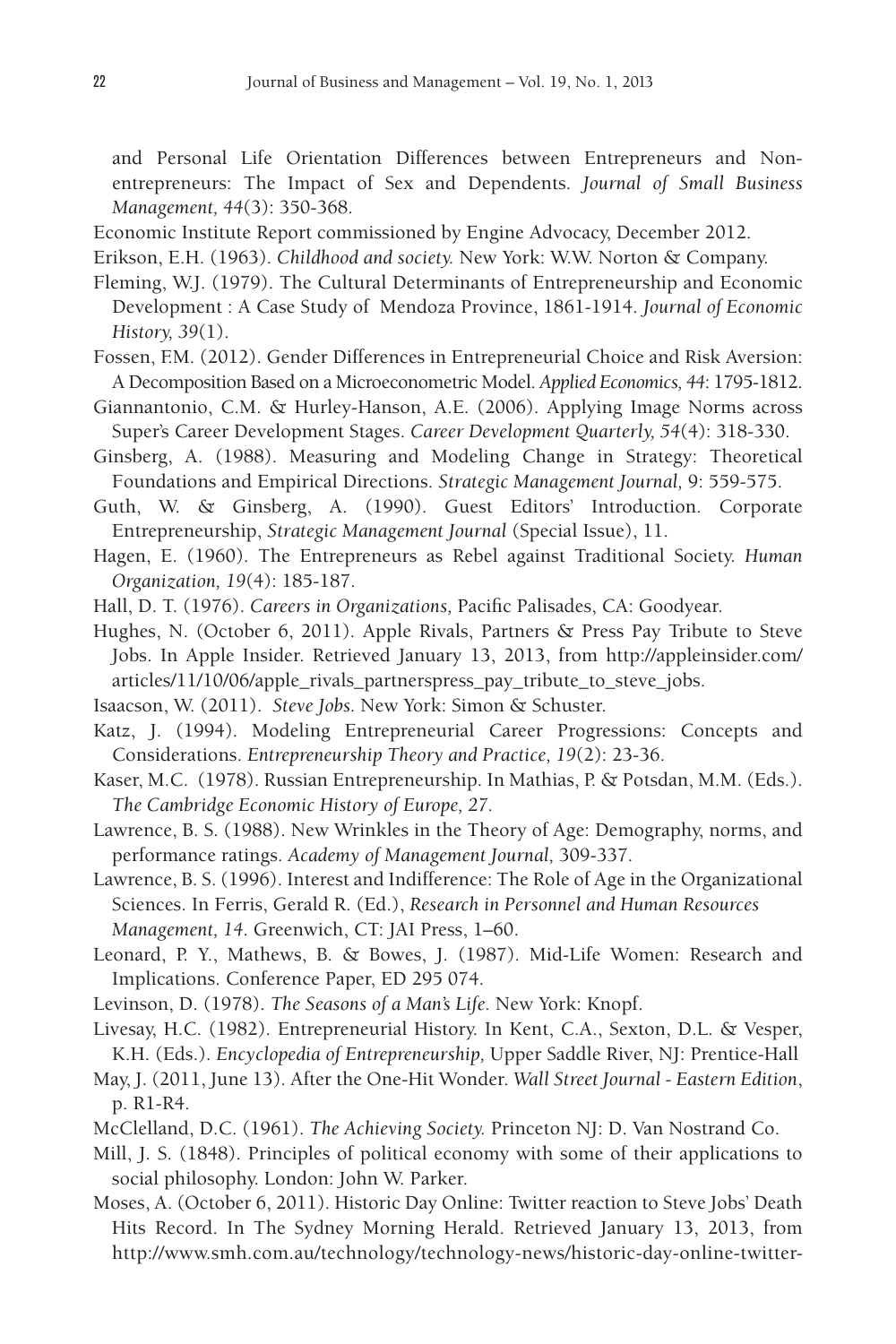and Personal Life Orientation Differences between Entrepreneurs and Non-entrepreneurs: The Impact of Sex and Dependents. *Journal of Small Business Management, 44*(3): 350-368.

Economic Institute Report commissioned by Engine Advocacy, December 2012.

Erikson, E.H. (1963). *Childhood and society.* New York: W.W. Norton & Company.

Fleming, W.J. (1979). The Cultural Determinants of Entrepreneurship and Economic Development : A Case Study of Mendoza Province, 1861-1914. *Journal of Economic History, 39*(1).

Fossen, F.M. (2012). Gender Differences in Entrepreneurial Choice and Risk Aversion: A Decomposition Based on a Microeconometric Model. *Applied Economics, 44*: 1795-1812.

Giannantonio, C.M. & Hurley-Hanson, A.E. (2006). Applying Image Norms across Super's Career Development Stages. *Career Development Quarterly, 54*(4): 318-330.

Ginsberg, A. (1988). Measuring and Modeling Change in Strategy: Theoretical Foundations and Empirical Directions. *Strategic Management Journal,* 9: 559-575.

Guth, W. & Ginsberg, A. (1990). Guest Editors' Introduction. Corporate Entrepreneurship, *Strategic Management Journal* (Special Issue), 11.

Hagen, E. (1960). The Entrepreneurs as Rebel against Traditional Society. *Human Organization, 19*(4): 185-187.

Hall, D. T. (1976). *Careers in Organizations,* Pacific Palisades, CA: Goodyear.

Hughes, N. (October 6, 2011). Apple Rivals, Partners & Press Pay Tribute to Steve Jobs. In Apple Insider. Retrieved January 13, 2013, from http://appleinsider.com/articles/11/10/06/apple_rivals_partnerspress_pay_tribute_to_steve_jobs.

Isaacson, W. (2011). *Steve Jobs.* New York: Simon & Schuster.

Katz, J. (1994). Modeling Entrepreneurial Career Progressions: Concepts and Considerations. *Entrepreneurship Theory and Practice, 19*(2): 23-36.

Kaser, M.C. (1978). Russian Entrepreneurship. In Mathias, P. & Potsdan, M.M. (Eds.). *The Cambridge Economic History of Europe, 27.*

Lawrence, B. S. (1988). New Wrinkles in the Theory of Age: Demography, norms, and performance ratings. *Academy of Management Journal,* 309-337.

Lawrence, B. S. (1996). Interest and Indifference: The Role of Age in the Organizational Sciences. In Ferris, Gerald R. (Ed.), *Research in Personnel and Human Resources Management, 14.* Greenwich, CT: JAI Press, 1–60.

Leonard, P. Y., Mathews, B. & Bowes, J. (1987). Mid-Life Women: Research and Implications. Conference Paper, ED 295 074.

Levinson, D. (1978). *The Seasons of a Man's Life.* New York: Knopf.

Livesay, H.C. (1982). Entrepreneurial History. In Kent, C.A., Sexton, D.L. & Vesper, K.H. (Eds.). *Encyclopedia of Entrepreneurship,* Upper Saddle River, NJ: Prentice-Hall

May, J. (2011, June 13). After the One-Hit Wonder. *Wall Street Journal - Eastern Edition*, p. R1-R4.

McClelland, D.C. (1961). *The Achieving Society.* Princeton NJ: D. Van Nostrand Co.

Mill, J. S. (1848). Principles of political economy with some of their applications to social philosophy. London: John W. Parker.

Moses, A. (October 6, 2011). Historic Day Online: Twitter reaction to Steve Jobs' Death Hits Record. In The Sydney Morning Herald. Retrieved January 13, 2013, from http://www.smh.com.au/technology/technology-news/historic-day-online-twitter-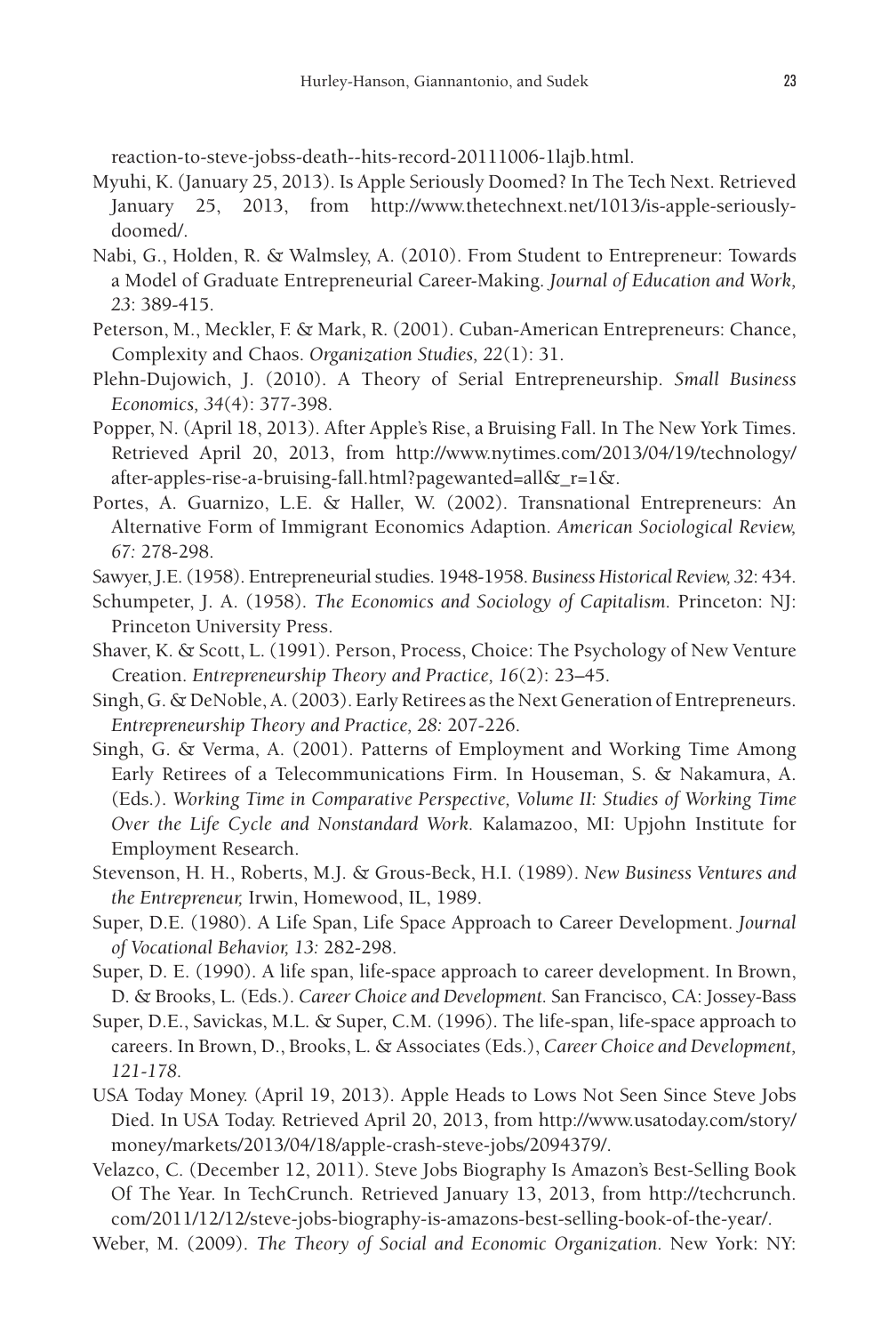reaction-to-steve-jobss-death--hits-record-20111006-1lajb.html.

Myuhi, K. (January 25, 2013). Is Apple Seriously Doomed? In The Tech Next. Retrieved January 25, 2013, from http://www.thetechnext.net/1013/is-apple-seriously-doomed/.

Nabi, G., Holden, R. & Walmsley, A. (2010). From Student to Entrepreneur: Towards a Model of Graduate Entrepreneurial Career-Making. *Journal of Education and Work, 23*: 389-415.

Peterson, M., Meckler, F. & Mark, R. (2001). Cuban-American Entrepreneurs: Chance, Complexity and Chaos. *Organization Studies, 22*(1): 31.

Plehn-Dujowich, J. (2010). A Theory of Serial Entrepreneurship. *Small Business Economics, 34*(4): 377-398.

Popper, N. (April 18, 2013). After Apple's Rise, a Bruising Fall. In The New York Times. Retrieved April 20, 2013, from http://www.nytimes.com/2013/04/19/technology/after-apples-rise-a-bruising-fall.html?pagewanted=all&_r=1&.

Portes, A. Guarnizo, L.E. & Haller, W. (2002). Transnational Entrepreneurs: An Alternative Form of Immigrant Economics Adaption. *American Sociological Review, 67:* 278-298.

Sawyer, J.E. (1958). Entrepreneurial studies. 1948-1958. *Business Historical Review, 32*: 434.

Schumpeter, J. A. (1958). *The Economics and Sociology of Capitalism.* Princeton: NJ: Princeton University Press.

Shaver, K. & Scott, L. (1991). Person, Process, Choice: The Psychology of New Venture Creation. *Entrepreneurship Theory and Practice, 16*(2): 23–45.

Singh, G. & DeNoble, A. (2003). Early Retirees as the Next Generation of Entrepreneurs. *Entrepreneurship Theory and Practice, 28:* 207-226.

Singh, G. & Verma, A. (2001). Patterns of Employment and Working Time Among Early Retirees of a Telecommunications Firm. In Houseman, S. & Nakamura, A. (Eds.). *Working Time in Comparative Perspective, Volume II: Studies of Working Time Over the Life Cycle and Nonstandard Work.* Kalamazoo, MI: Upjohn Institute for Employment Research.

Stevenson, H. H., Roberts, M.J. & Grous-Beck, H.I. (1989). *New Business Ventures and the Entrepreneur,* Irwin, Homewood, IL, 1989.

Super, D.E. (1980). A Life Span, Life Space Approach to Career Development. *Journal of Vocational Behavior, 13:* 282-298.

Super, D. E. (1990). A life span, life-space approach to career development. In Brown, D. & Brooks, L. (Eds.). *Career Choice and Development.* San Francisco, CA: Jossey-Bass

Super, D.E., Savickas, M.L. & Super, C.M. (1996). The life-span, life-space approach to careers. In Brown, D., Brooks, L. & Associates (Eds.), *Career Choice and Development, 121-178.*

USA Today Money. (April 19, 2013). Apple Heads to Lows Not Seen Since Steve Jobs Died. In USA Today. Retrieved April 20, 2013, from http://www.usatoday.com/story/money/markets/2013/04/18/apple-crash-steve-jobs/2094379/.

Velazco, C. (December 12, 2011). Steve Jobs Biography Is Amazon's Best-Selling Book Of The Year. In TechCrunch. Retrieved January 13, 2013, from http://techcrunch.com/2011/12/12/steve-jobs-biography-is-amazons-best-selling-book-of-the-year/.

Weber, M. (2009). *The Theory of Social and Economic Organization.* New York: NY: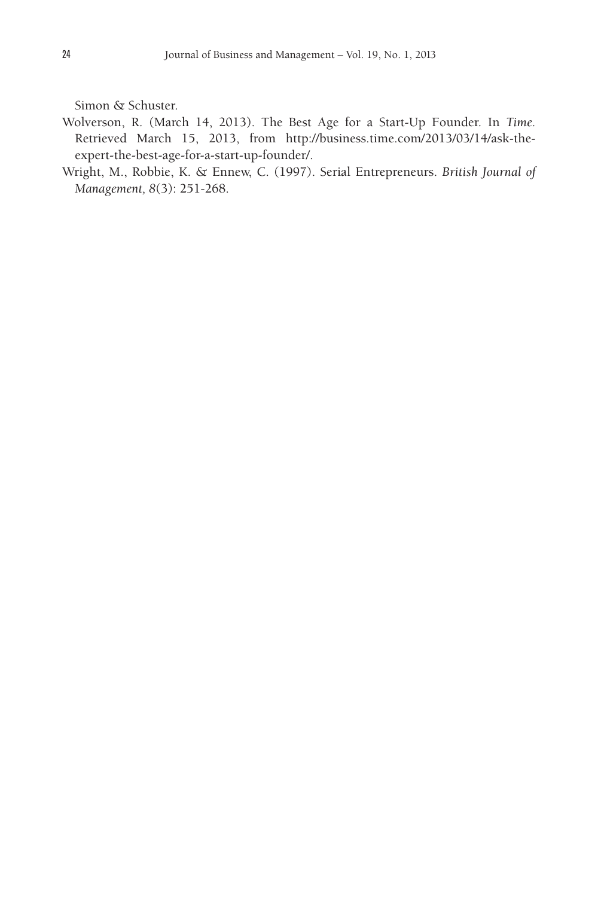Simon & Schuster.

Wolverson, R. (March 14, 2013). The Best Age for a Start-Up Founder. In *Time*. Retrieved March 15, 2013, from http://business.time.com/2013/03/14/ask-the-expert-the-best-age-for-a-start-up-founder/.

Wright, M., Robbie, K. & Ennew, C. (1997). Serial Entrepreneurs. *British Journal of Management, 8*(3): 251-268.